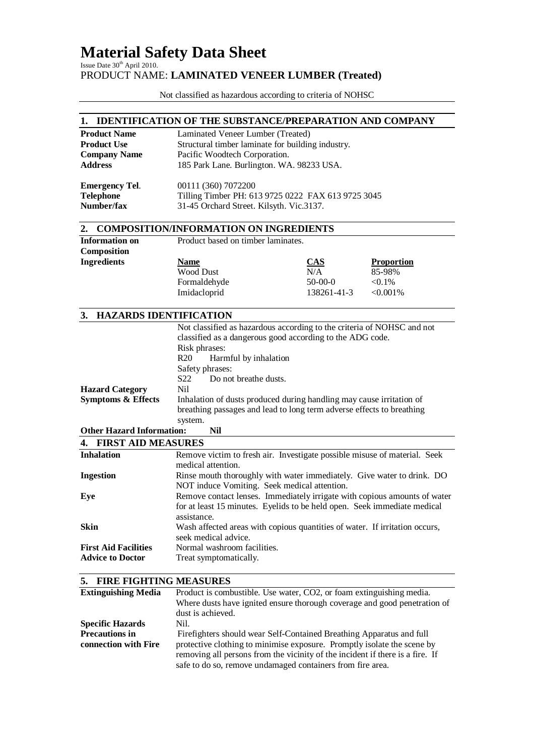# Material Safety Data Sheet

Issue Date 30th April 2010.

PRODUCT NAME: **LAMINATED VENEER LUMBER (Treated)**

Not classified as hazardous according to criteria of NOHSC

## 1. IDENTIFICATION OF THE SUBSTANCE/PREPARATION AND COMPANY

| | |
|---|---|
| **Product Name** | Laminated Veneer Lumber (Treated) |
| **Product Use** | Structural timber laminate for building industry. |
| **Company Name** | Pacific Woodtech Corporation. |
| **Address** | 185 Park Lane. Burlington. WA. 98233 USA. |
| **Emergency Tel.** | 00111 (360) 7072200 |
| **Telephone Number/fax** | Tilling Timber PH: 613 9725 0222 FAX 613 9725 3045<br>31-45 Orchard Street. Kilsyth. Vic.3137. |

## 2. COMPOSITION/INFORMATION ON INGREDIENTS

**Information on Composition** Product based on timber laminates.

**Ingredients**

| Name | CAS | Proportion |
|---|---|---|
| Wood Dust | N/A | 85-98% |
| Formaldehyde | 50-00-0 | <0.1% |
| Imidacloprid | 138261-41-3 | <0.001% |

## 3. HAZARDS IDENTIFICATION

Not classified as hazardous according to the criteria of NOHSC and not classified as a dangerous good according to the ADG code.

Risk phrases:

R20 Harmful by inhalation

Safety phrases:

S22 Do not breathe dusts.

| | |
|---|---|
| **Hazard Category** | Nil |
| **Symptoms & Effects** | Inhalation of dusts produced during handling may cause irritation of breathing passages and lead to long term adverse effects to breathing system. |

**Other Hazard Information: Nil**

## 4. FIRST AID MEASURES

| | |
|---|---|
| **Inhalation** | Remove victim to fresh air. Investigate possible misuse of material. Seek medical attention. |
| **Ingestion** | Rinse mouth thoroughly with water immediately. Give water to drink. DO NOT induce Vomiting. Seek medical attention. |
| **Eye** | Remove contact lenses. Immediately irrigate with copious amounts of water for at least 15 minutes. Eyelids to be held open. Seek immediate medical assistance. |
| **Skin** | Wash affected areas with copious quantities of water. If irritation occurs, seek medical advice. |
| **First Aid Facilities** | Normal washroom facilities. |
| **Advice to Doctor** | Treat symptomatically. |

## 5. FIRE FIGHTING MEASURES

| | |
|---|---|
| **Extinguishing Media** | Product is combustible. Use water, $CO_2$, or foam extinguishing media. Where dusts have ignited ensure thorough coverage and good penetration of dust is achieved. |
| **Specific Hazards** | Nil. |
| **Precautions in connection with Fire** | Firefighters should wear Self-Contained Breathing Apparatus and full protective clothing to minimise exposure. Promptly isolate the scene by removing all persons from the vicinity of the incident if there is a fire. If safe to do so, remove undamaged containers from fire area. |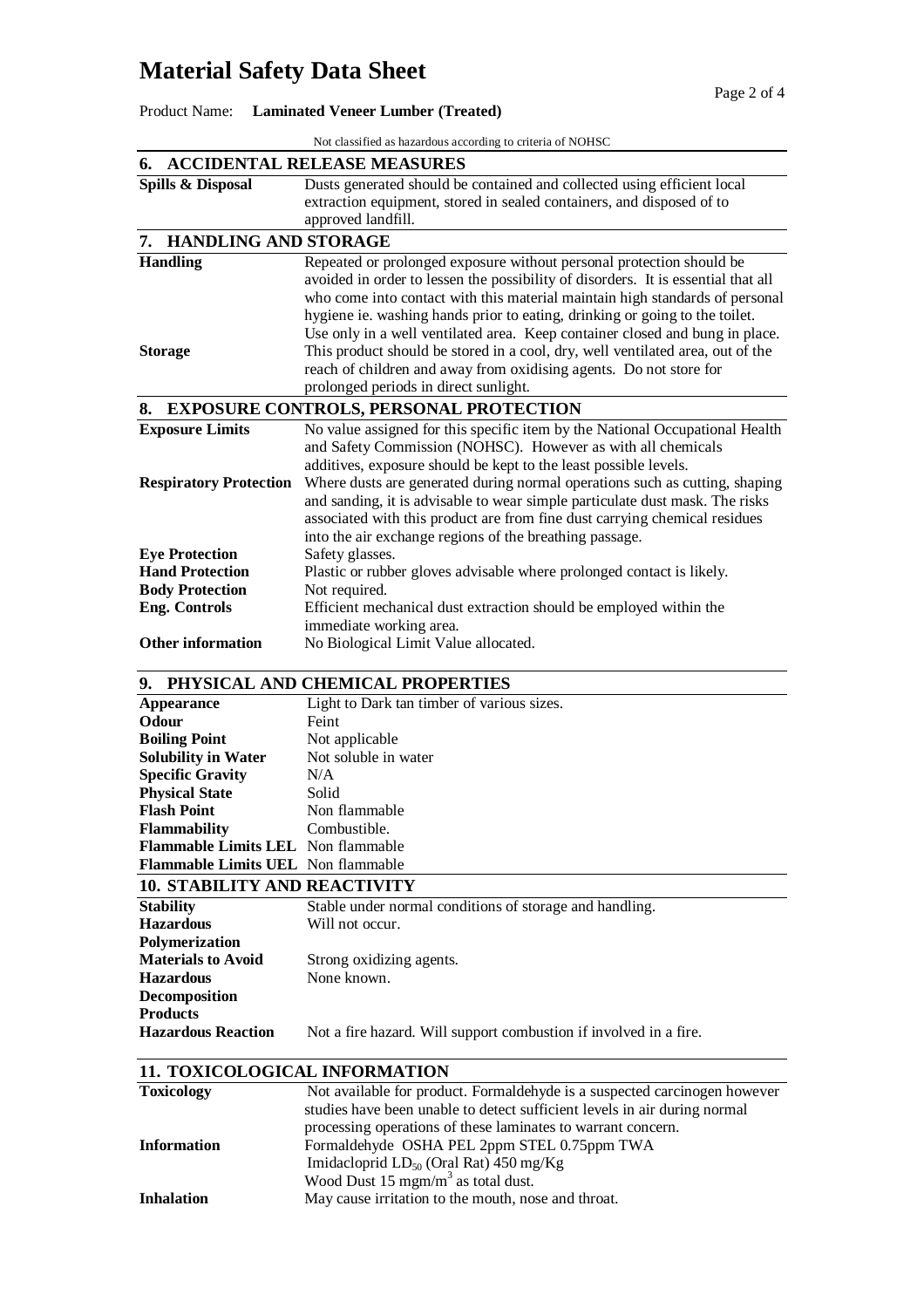# Material Safety Data Sheet

Product Name: **Laminated Veneer Lumber (Treated)**

Not classified as hazardous according to criteria of NOHSC

## 6. ACCIDENTAL RELEASE MEASURES

| | |
|---|---|
| **Spills & Disposal** | Dusts generated should be contained and collected using efficient local extraction equipment, stored in sealed containers, and disposed of to approved landfill. |

## 7. HANDLING AND STORAGE

| | |
|---|---|
| **Handling** | Repeated or prolonged exposure without personal protection should be avoided in order to lessen the possibility of disorders. It is essential that all who come into contact with this material maintain high standards of personal hygiene ie. washing hands prior to eating, drinking or going to the toilet. Use only in a well ventilated area. Keep container closed and bung in place. |
| **Storage** | This product should be stored in a cool, dry, well ventilated area, out of the reach of children and away from oxidising agents. Do not store for prolonged periods in direct sunlight. |

## 8. EXPOSURE CONTROLS, PERSONAL PROTECTION

| | |
|---|---|
| **Exposure Limits** | No value assigned for this specific item by the National Occupational Health and Safety Commission (NOHSC). However as with all chemicals additives, exposure should be kept to the least possible levels. |
| **Respiratory Protection** | Where dusts are generated during normal operations such as cutting, shaping and sanding, it is advisable to wear simple particulate dust mask. The risks associated with this product are from fine dust carrying chemical residues into the air exchange regions of the breathing passage. |
| **Eye Protection** | Safety glasses. |
| **Hand Protection** | Plastic or rubber gloves advisable where prolonged contact is likely. |
| **Body Protection** | Not required. |
| **Eng. Controls** | Efficient mechanical dust extraction should be employed within the immediate working area. |
| **Other information** | No Biological Limit Value allocated. |

## 9. PHYSICAL AND CHEMICAL PROPERTIES

| | |
|---|---|
| **Appearance** | Light to Dark tan timber of various sizes. |
| **Odour** | Feint |
| **Boiling Point** | Not applicable |
| **Solubility in Water** | Not soluble in water |
| **Specific Gravity** | N/A |
| **Physical State** | Solid |
| **Flash Point** | Non flammable |
| **Flammability** | Combustible. |
| **Flammable Limits LEL** | Non flammable |
| **Flammable Limits UEL** | Non flammable |

## 10. STABILITY AND REACTIVITY

| | |
|---|---|
| **Stability** | Stable under normal conditions of storage and handling. |
| **Hazardous Polymerization** | Will not occur. |
| **Materials to Avoid** | Strong oxidizing agents. |
| **Hazardous Decomposition Products** | None known. |
| **Hazardous Reaction** | Not a fire hazard. Will support combustion if involved in a fire. |

## 11. TOXICOLOGICAL INFORMATION

| | |
|---|---|
| **Toxicology** | Not available for product. Formaldehyde is a suspected carcinogen however studies have been unable to detect sufficient levels in air during normal processing operations of these laminates to warrant concern. |
| **Information** | Formaldehyde OSHA PEL 2ppm STEL 0.75ppm TWA<br>Imidacloprid $LD_{50}$ (Oral Rat) 450 mg/Kg<br>Wood Dust 15 $mgm/m^3$ as total dust. |
| **Inhalation** | May cause irritation to the mouth, nose and throat. |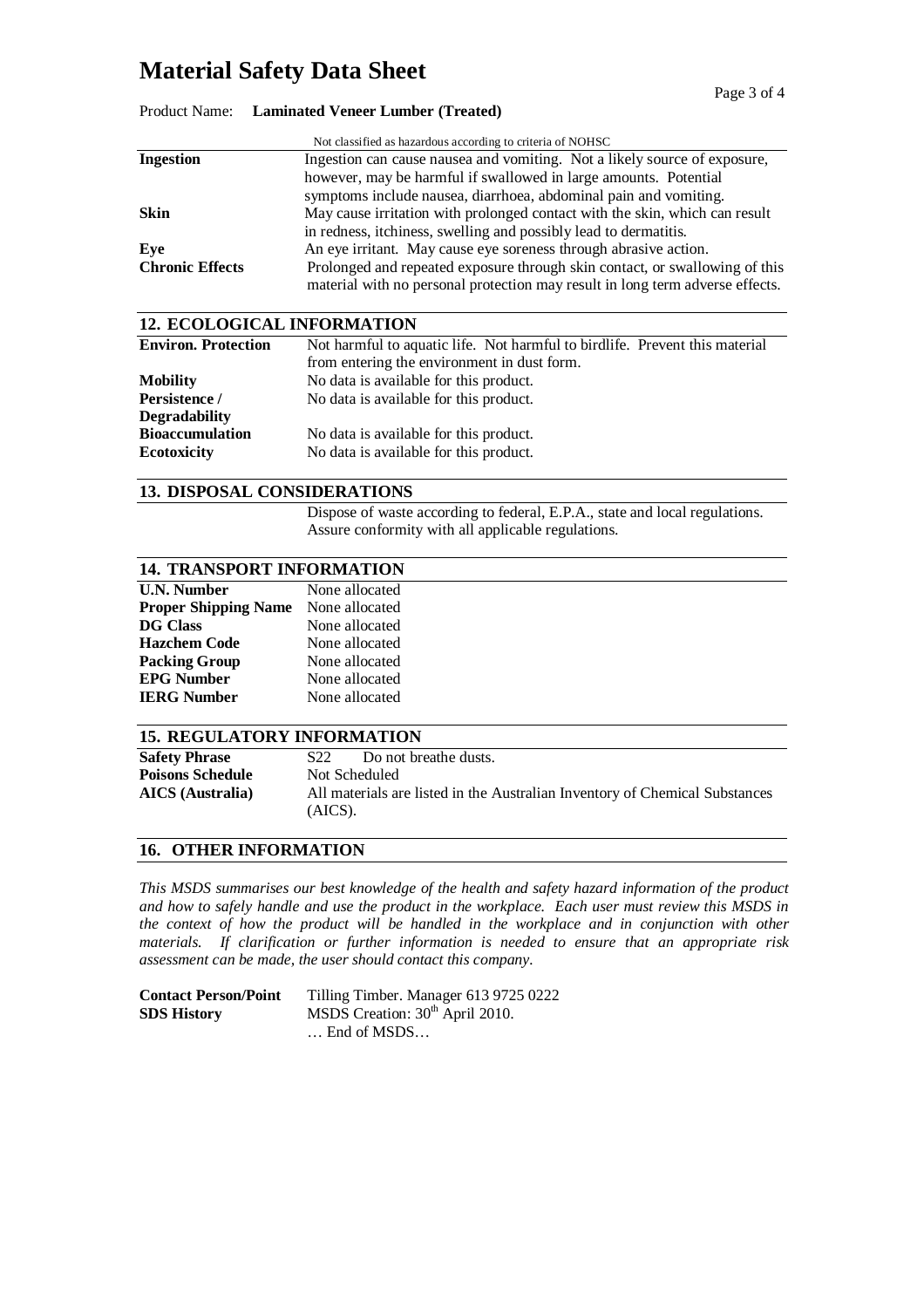# Material Safety Data Sheet

Product Name: **Laminated Veneer Lumber (Treated)**

Not classified as hazardous according to criteria of NOHSC

| | |
|---|---|
| **Ingestion** | Ingestion can cause nausea and vomiting. Not a likely source of exposure, however, may be harmful if swallowed in large amounts. Potential symptoms include nausea, diarrhoea, abdominal pain and vomiting. |
| **Skin** | May cause irritation with prolonged contact with the skin, which can result in redness, itchiness, swelling and possibly lead to dermatitis. |
| **Eye** | An eye irritant. May cause eye soreness through abrasive action. |
| **Chronic Effects** | Prolonged and repeated exposure through skin contact, or swallowing of this material with no personal protection may result in long term adverse effects. |

## 12. ECOLOGICAL INFORMATION

| | |
|---|---|
| **Environ. Protection** | Not harmful to aquatic life. Not harmful to birdlife. Prevent this material from entering the environment in dust form. |
| **Mobility** | No data is available for this product. |
| **Persistence / Degradability** | No data is available for this product. |
| **Bioaccumulation** | No data is available for this product. |
| **Ecotoxicity** | No data is available for this product. |

## 13. DISPOSAL CONSIDERATIONS

Dispose of waste according to federal, E.P.A., state and local regulations. Assure conformity with all applicable regulations.

## 14. TRANSPORT INFORMATION

| | |
|---|---|
| **U.N. Number** | None allocated |
| **Proper Shipping Name** | None allocated |
| **DG Class** | None allocated |
| **Hazchem Code** | None allocated |
| **Packing Group** | None allocated |
| **EPG Number** | None allocated |
| **IERG Number** | None allocated |

## 15. REGULATORY INFORMATION

| | |
|---|---|
| **Safety Phrase** | S22 Do not breathe dusts. |
| **Poisons Schedule** | Not Scheduled |
| **AICS (Australia)** | All materials are listed in the Australian Inventory of Chemical Substances (AICS). |

## 16. OTHER INFORMATION

*This MSDS summarises our best knowledge of the health and safety hazard information of the product and how to safely handle and use the product in the workplace. Each user must review this MSDS in the context of how the product will be handled in the workplace and in conjunction with other materials. If clarification or further information is needed to ensure that an appropriate risk assessment can be made, the user should contact this company.*

| | |
|---|---|
| **Contact Person/Point** | Tilling Timber. Manager 613 9725 0222 |
| **SDS History** | MSDS Creation: 30th April 2010. |
| | … End of MSDS… |